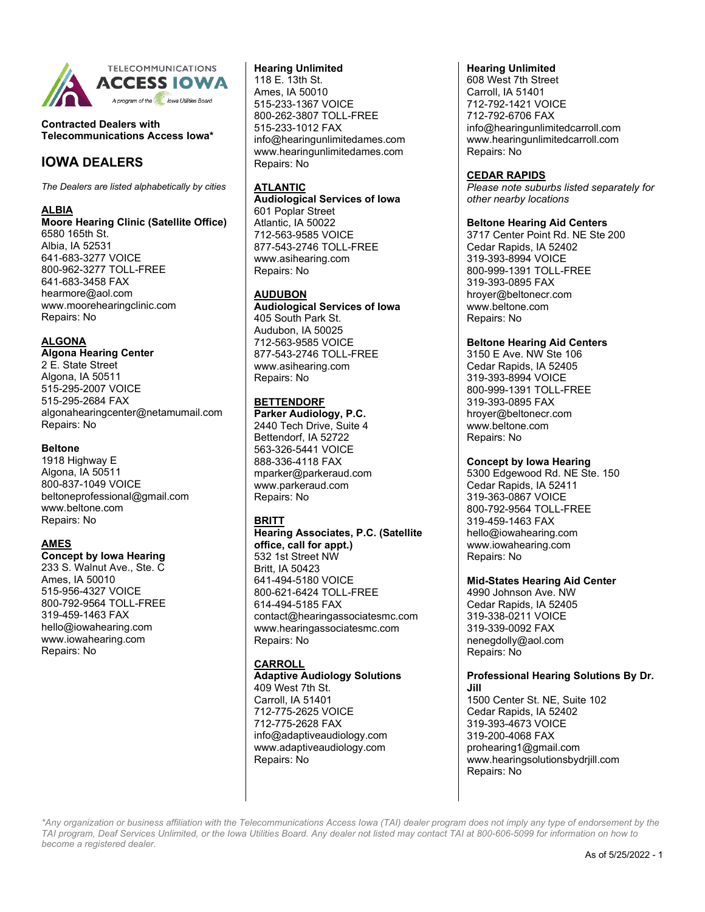Contracted Dealers with Telecommunications Access Iowa*

## IOWA DEALERS

*The Dealers are listed alphabetically by cities*

### ALBIA

**Moore Hearing Clinic (Satellite Office)**
6580 165th St.
Albia, IA 52531
641-683-3277 VOICE
800-962-3277 TOLL-FREE
641-683-3458 FAX
hearmore@aol.com
www.moorehearingclinic.com
Repairs: No

### ALGONA

**Algona Hearing Center**
2 E. State Street
Algona, IA 50511
515-295-2007 VOICE
515-295-2684 FAX
algonahearingcenter@netamumail.com
Repairs: No

**Beltone**
1918 Highway E
Algona, IA 50511
800-837-1049 VOICE
beltoneprofessional@gmail.com
www.beltone.com
Repairs: No

### AMES

**Concept by Iowa Hearing**
233 S. Walnut Ave., Ste. C
Ames, IA 50010
515-956-4327 VOICE
800-792-9564 TOLL-FREE
319-459-1463 FAX
hello@iowahearing.com
www.iowahearing.com
Repairs: No

**Hearing Unlimited**
118 E. 13th St.
Ames, IA 50010
515-233-1367 VOICE
800-262-3807 TOLL-FREE
515-233-1012 FAX
info@hearingunlimitedames.com
www.hearingunlimitedames.com
Repairs: No

### ATLANTIC

**Audiological Services of Iowa**
601 Poplar Street
Atlantic, IA 50022
712-563-9585 VOICE
877-543-2746 TOLL-FREE
www.asihearing.com
Repairs: No

### AUDUBON

**Audiological Services of Iowa**
405 South Park St.
Audubon, IA 50025
712-563-9585 VOICE
877-543-2746 TOLL-FREE
www.asihearing.com
Repairs: No

### BETTENDORF

**Parker Audiology, P.C.**
2440 Tech Drive, Suite 4
Bettendorf, IA 52722
563-326-5441 VOICE
888-336-4118 FAX
mparker@parkeraud.com
www.parkeraud.com
Repairs: No

### BRITT

**Hearing Associates, P.C. (Satellite office, call for appt.)**
532 1st Street NW
Britt, IA 50423
641-494-5180 VOICE
800-621-6424 TOLL-FREE
614-494-5185 FAX
contact@hearingassociatesmc.com
www.hearingassociatesmc.com
Repairs: No

### CARROLL

**Adaptive Audiology Solutions**
409 West 7th St.
Carroll, IA 51401
712-775-2625 VOICE
712-775-2628 FAX
info@adaptiveaudiology.com
www.adaptiveaudiology.com
Repairs: No

**Hearing Unlimited**
608 West 7th Street
Carroll, IA 51401
712-792-1421 VOICE
712-792-6706 FAX
info@hearingunlimitedcarroll.com
www.hearingunlimitedcarroll.com
Repairs: No

### CEDAR RAPIDS

*Please note suburbs listed separately for other nearby locations*

**Beltone Hearing Aid Centers**
3717 Center Point Rd. NE Ste 200
Cedar Rapids, IA 52402
319-393-8994 VOICE
800-999-1391 TOLL-FREE
319-393-0895 FAX
hroyer@beltonecr.com
www.beltone.com
Repairs: No

**Beltone Hearing Aid Centers**
3150 E Ave. NW Ste 106
Cedar Rapids, IA 52405
319-393-8994 VOICE
800-999-1391 TOLL-FREE
319-393-0895 FAX
hroyer@beltonecr.com
www.beltone.com
Repairs: No

**Concept by Iowa Hearing**
5300 Edgewood Rd. NE Ste. 150
Cedar Rapids, IA 52411
319-363-0867 VOICE
800-792-9564 TOLL-FREE
319-459-1463 FAX
hello@iowahearing.com
www.iowahearing.com
Repairs: No

**Mid-States Hearing Aid Center**
4990 Johnson Ave. NW
Cedar Rapids, IA 52405
319-338-0211 VOICE
319-339-0092 FAX
nenegdolly@aol.com
Repairs: No

**Professional Hearing Solutions By Dr. Jill**
1500 Center St. NE, Suite 102
Cedar Rapids, IA 52402
319-393-4673 VOICE
319-200-4068 FAX
prohearing1@gmail.com
www.hearingsolutionsbydrjill.com
Repairs: No

*\*Any organization or business affiliation with the Telecommunications Access Iowa (TAI) dealer program does not imply any type of endorsement by the TAI program, Deaf Services Unlimited, or the Iowa Utilities Board. Any dealer not listed may contact TAI at 800-606-5099 for information on how to become a registered dealer.*

As of 5/25/2022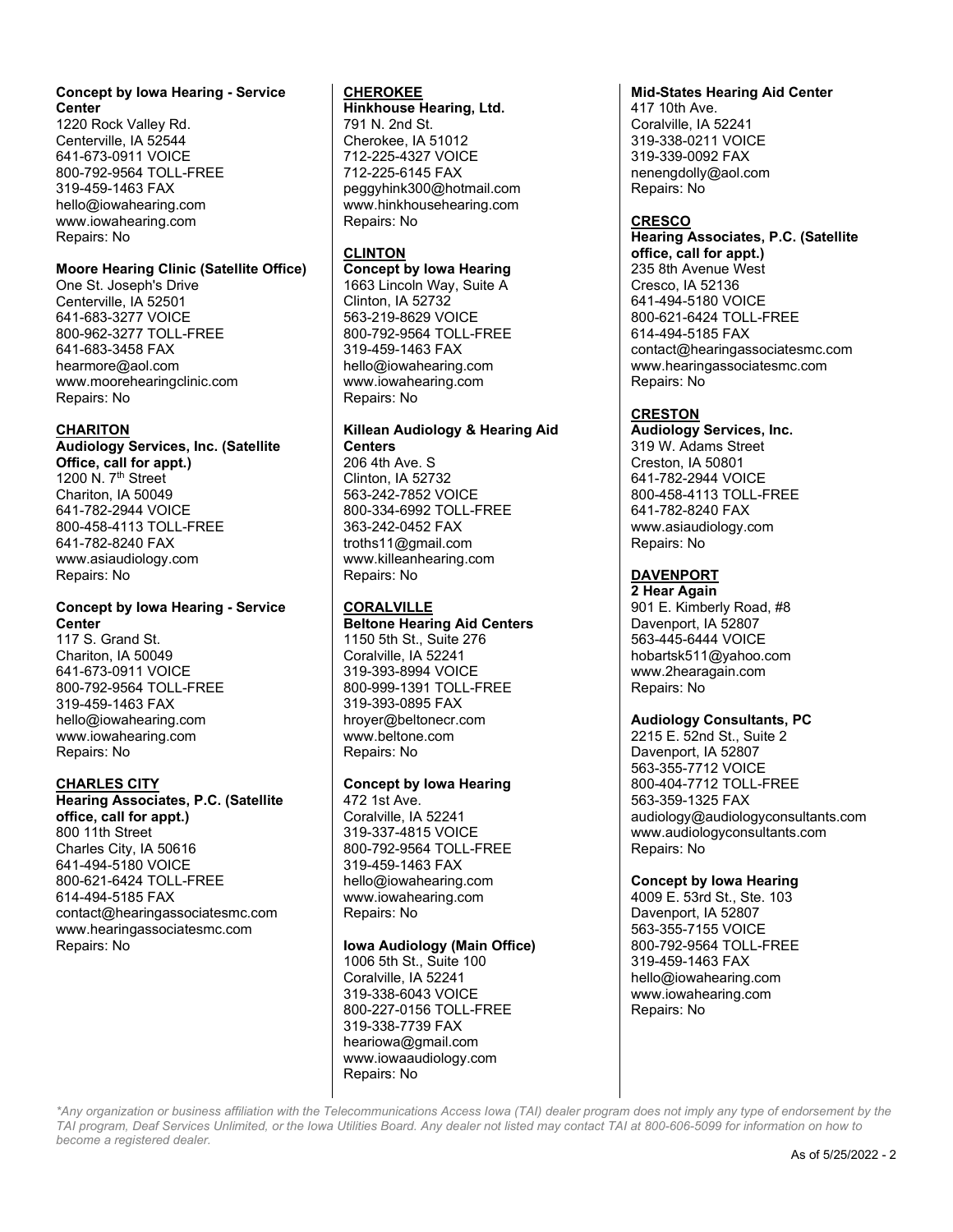**Concept by Iowa Hearing - Service Center**
1220 Rock Valley Rd.
Centerville, IA 52544
641-673-0911 VOICE
800-792-9564 TOLL-FREE
319-459-1463 FAX
hello@iowahearing.com
www.iowahearing.com
Repairs: No

**Moore Hearing Clinic (Satellite Office)**
One St. Joseph's Drive
Centerville, IA 52501
641-683-3277 VOICE
800-962-3277 TOLL-FREE
641-683-3458 FAX
hearmore@aol.com
www.moorehearingclinic.com
Repairs: No

## CHARITON

**Audiology Services, Inc. (Satellite Office, call for appt.)**
1200 N. 7th Street
Chariton, IA 50049
641-782-2944 VOICE
800-458-4113 TOLL-FREE
641-782-8240 FAX
www.asiaudiology.com
Repairs: No

**Concept by Iowa Hearing - Service Center**
117 S. Grand St.
Chariton, IA 50049
641-673-0911 VOICE
800-792-9564 TOLL-FREE
319-459-1463 FAX
hello@iowahearing.com
www.iowahearing.com
Repairs: No

## CHARLES CITY

**Hearing Associates, P.C. (Satellite office, call for appt.)**
800 11th Street
Charles City, IA 50616
641-494-5180 VOICE
800-621-6424 TOLL-FREE
614-494-5185 FAX
contact@hearingassociatesmc.com
www.hearingassociatesmc.com
Repairs: No

## CHEROKEE

**Hinkhouse Hearing, Ltd.**
791 N. 2nd St.
Cherokee, IA 51012
712-225-4327 VOICE
712-225-6145 FAX
peggyhink300@hotmail.com
www.hinkhousehearing.com
Repairs: No

## CLINTON

**Concept by Iowa Hearing**
1663 Lincoln Way, Suite A
Clinton, IA 52732
563-219-8629 VOICE
800-792-9564 TOLL-FREE
319-459-1463 FAX
hello@iowahearing.com
www.iowahearing.com
Repairs: No

**Killean Audiology & Hearing Aid Centers**
206 4th Ave. S
Clinton, IA 52732
563-242-7852 VOICE
800-334-6992 TOLL-FREE
363-242-0452 FAX
troths11@gmail.com
www.killeanhearing.com
Repairs: No

## CORALVILLE

**Beltone Hearing Aid Centers**
1150 5th St., Suite 276
Coralville, IA 52241
319-393-8994 VOICE
800-999-1391 TOLL-FREE
319-393-0895 FAX
hroyer@beltonecr.com
www.beltone.com
Repairs: No

**Concept by Iowa Hearing**
472 1st Ave.
Coralville, IA 52241
319-337-4815 VOICE
800-792-9564 TOLL-FREE
319-459-1463 FAX
hello@iowahearing.com
www.iowahearing.com
Repairs: No

**Iowa Audiology (Main Office)**
1006 5th St., Suite 100
Coralville, IA 52241
319-338-6043 VOICE
800-227-0156 TOLL-FREE
319-338-7739 FAX
heariowa@gmail.com
www.iowaaudiology.com
Repairs: No

**Mid-States Hearing Aid Center**
417 10th Ave.
Coralville, IA 52241
319-338-0211 VOICE
319-339-0092 FAX
nenengdolly@aol.com
Repairs: No

## CRESCO

**Hearing Associates, P.C. (Satellite office, call for appt.)**
235 8th Avenue West
Cresco, IA 52136
641-494-5180 VOICE
800-621-6424 TOLL-FREE
614-494-5185 FAX
contact@hearingassociatesmc.com
www.hearingassociatesmc.com
Repairs: No

## CRESTON

**Audiology Services, Inc.**
319 W. Adams Street
Creston, IA 50801
641-782-2944 VOICE
800-458-4113 TOLL-FREE
641-782-8240 FAX
www.asiaudiology.com
Repairs: No

## DAVENPORT

**2 Hear Again**
901 E. Kimberly Road, #8
Davenport, IA 52807
563-445-6444 VOICE
hobartsk511@yahoo.com
www.2hearagain.com
Repairs: No

**Audiology Consultants, PC**
2215 E. 52nd St., Suite 2
Davenport, IA 52807
563-355-7712 VOICE
800-404-7712 TOLL-FREE
563-359-1325 FAX
audiology@audiologyconsultants.com
www.audiologyconsultants.com
Repairs: No

**Concept by Iowa Hearing**
4009 E. 53rd St., Ste. 103
Davenport, IA 52807
563-355-7155 VOICE
800-792-9564 TOLL-FREE
319-459-1463 FAX
hello@iowahearing.com
www.iowahearing.com
Repairs: No

*\*Any organization or business affiliation with the Telecommunications Access Iowa (TAI) dealer program does not imply any type of endorsement by the TAI program, Deaf Services Unlimited, or the Iowa Utilities Board. Any dealer not listed may contact TAI at 800-606-5099 for information on how to become a registered dealer.*

As of 5/25/2022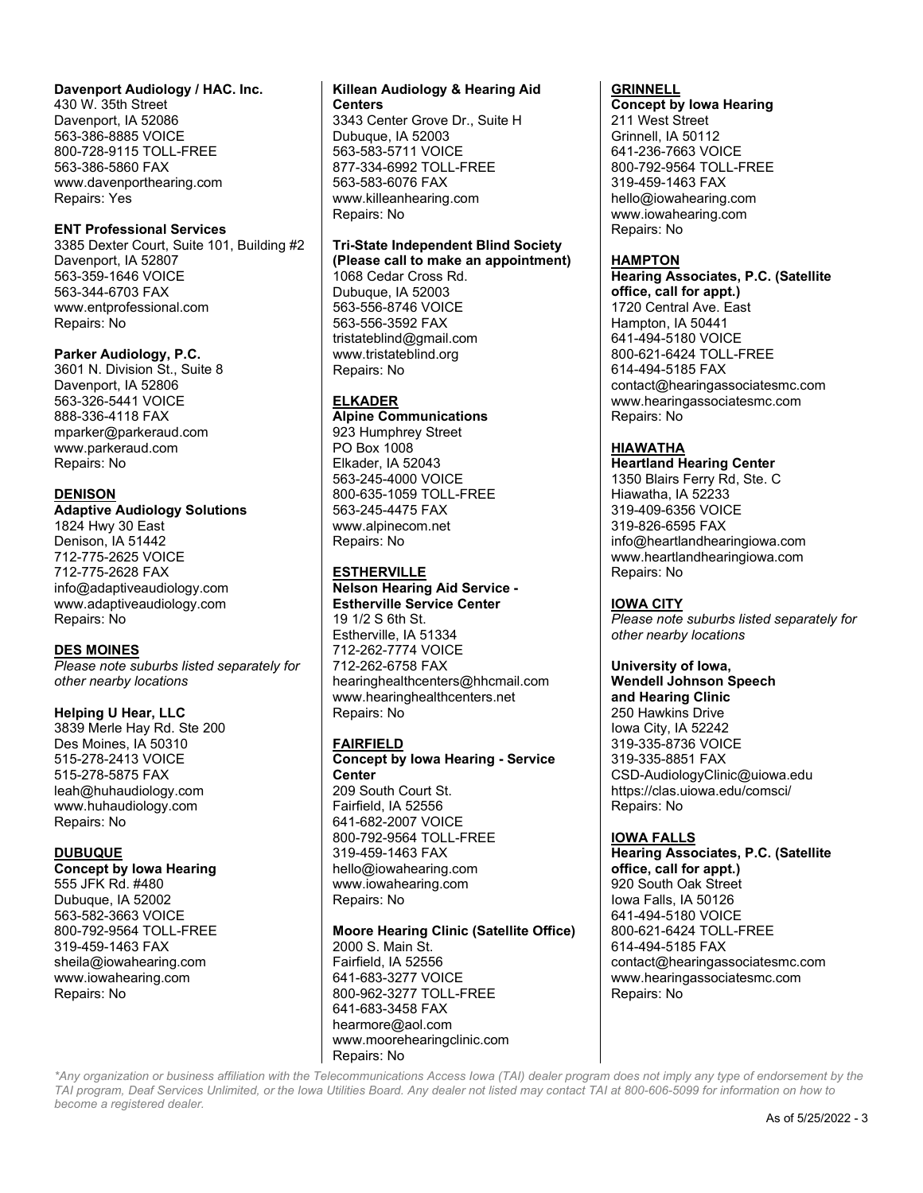**Davenport Audiology / HAC. Inc.**
430 W. 35th Street
Davenport, IA 52086
563-386-8885 VOICE
800-728-9115 TOLL-FREE
563-386-5860 FAX
www.davenporthearing.com
Repairs: Yes

**ENT Professional Services**
3385 Dexter Court, Suite 101, Building #2
Davenport, IA 52807
563-359-1646 VOICE
563-344-6703 FAX
www.entprofessional.com
Repairs: No

**Parker Audiology, P.C.**
3601 N. Division St., Suite 8
Davenport, IA 52806
563-326-5441 VOICE
888-336-4118 FAX
mparker@parkeraud.com
www.parkeraud.com
Repairs: No

## DENISON

**Adaptive Audiology Solutions**
1824 Hwy 30 East
Denison, IA 51442
712-775-2625 VOICE
712-775-2628 FAX
info@adaptiveaudiology.com
www.adaptiveaudiology.com
Repairs: No

## DES MOINES

*Please note suburbs listed separately for other nearby locations*

**Helping U Hear, LLC**
3839 Merle Hay Rd. Ste 200
Des Moines, IA 50310
515-278-2413 VOICE
515-278-5875 FAX
leah@huhaudiology.com
www.huhaudiology.com
Repairs: No

## DUBUQUE

**Concept by Iowa Hearing**
555 JFK Rd. #480
Dubuque, IA 52002
563-582-3663 VOICE
800-792-9564 TOLL-FREE
319-459-1463 FAX
sheila@iowahearing.com
www.iowahearing.com
Repairs: No

**Killean Audiology & Hearing Aid Centers**
3343 Center Grove Dr., Suite H
Dubuque, IA 52003
563-583-5711 VOICE
877-334-6992 TOLL-FREE
563-583-6076 FAX
www.killeanhearing.com
Repairs: No

**Tri-State Independent Blind Society (Please call to make an appointment)**
1068 Cedar Cross Rd.
Dubuque, IA 52003
563-556-8746 VOICE
563-556-3592 FAX
tristateblind@gmail.com
www.tristateblind.org
Repairs: No

## ELKADER

**Alpine Communications**
923 Humphrey Street
PO Box 1008
Elkader, IA 52043
563-245-4000 VOICE
800-635-1059 TOLL-FREE
563-245-4475 FAX
www.alpinecom.net
Repairs: No

## ESTHERVILLE

**Nelson Hearing Aid Service - Estherville Service Center**
19 1/2 S 6th St.
Estherville, IA 51334
712-262-7774 VOICE
712-262-6758 FAX
hearinghealthcenters@hhcmail.com
www.hearinghealthcenters.net
Repairs: No

## FAIRFIELD

**Concept by Iowa Hearing - Service Center**
209 South Court St.
Fairfield, IA 52556
641-682-2007 VOICE
800-792-9564 TOLL-FREE
319-459-1463 FAX
hello@iowahearing.com
www.iowahearing.com
Repairs: No

**Moore Hearing Clinic (Satellite Office)**
2000 S. Main St.
Fairfield, IA 52556
641-683-3277 VOICE
800-962-3277 TOLL-FREE
641-683-3458 FAX
hearmore@aol.com
www.moorehearingclinic.com
Repairs: No

## GRINNELL

**Concept by Iowa Hearing**
211 West Street
Grinnell, IA 50112
641-236-7663 VOICE
800-792-9564 TOLL-FREE
319-459-1463 FAX
hello@iowahearing.com
www.iowahearing.com
Repairs: No

## HAMPTON

**Hearing Associates, P.C. (Satellite office, call for appt.)**
1720 Central Ave. East
Hampton, IA 50441
641-494-5180 VOICE
800-621-6424 TOLL-FREE
614-494-5185 FAX
contact@hearingassociatesmc.com
www.hearingassociatesmc.com
Repairs: No

## HIAWATHA

**Heartland Hearing Center**
1350 Blairs Ferry Rd, Ste. C
Hiawatha, IA 52233
319-409-6356 VOICE
319-826-6595 FAX
info@heartlandhearingiowa.com
www.heartlandhearingiowa.com
Repairs: No

## IOWA CITY

*Please note suburbs listed separately for other nearby locations*

**University of Iowa, Wendell Johnson Speech and Hearing Clinic**
250 Hawkins Drive
Iowa City, IA 52242
319-335-8736 VOICE
319-335-8851 FAX
CSD-AudiologyClinic@uiowa.edu
https://clas.uiowa.edu/comsci/
Repairs: No

## IOWA FALLS

**Hearing Associates, P.C. (Satellite office, call for appt.)**
920 South Oak Street
Iowa Falls, IA 50126
641-494-5180 VOICE
800-621-6424 TOLL-FREE
614-494-5185 FAX
contact@hearingassociatesmc.com
www.hearingassociatesmc.com
Repairs: No

*\*Any organization or business affiliation with the Telecommunications Access Iowa (TAI) dealer program does not imply any type of endorsement by the TAI program, Deaf Services Unlimited, or the Iowa Utilities Board. Any dealer not listed may contact TAI at 800-606-5099 for information on how to become a registered dealer.*

As of 5/25/2022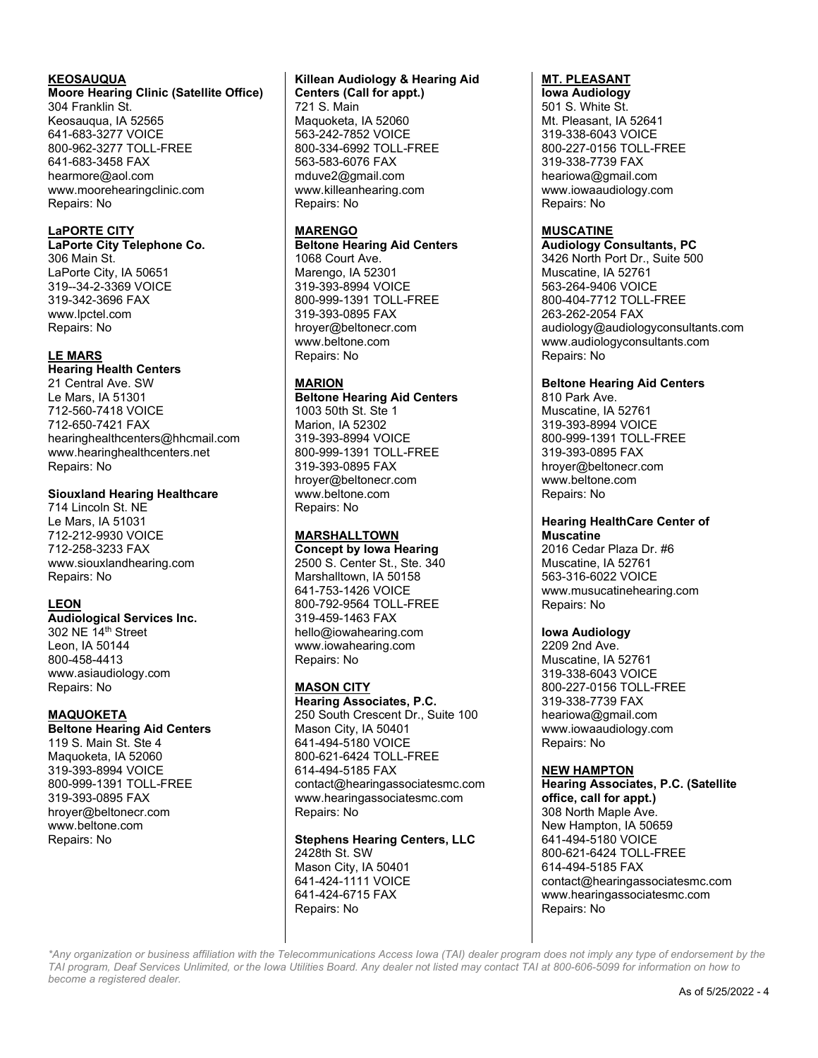## KEOSAUQUA

**Moore Hearing Clinic (Satellite Office)**
304 Franklin St.
Keosauqua, IA 52565
641-683-3277 VOICE
800-962-3277 TOLL-FREE
641-683-3458 FAX
hearmore@aol.com
www.moorehearingclinic.com
Repairs: No

## LaPORTE CITY

**LaPorte City Telephone Co.**
306 Main St.
LaPorte City, IA 50651
319--34-2-3369 VOICE
319-342-3696 FAX
www.lpctel.com
Repairs: No

## LE MARS

**Hearing Health Centers**
21 Central Ave. SW
Le Mars, IA 51301
712-560-7418 VOICE
712-650-7421 FAX
hearinghealthcenters@hhcmail.com
www.hearinghealthcenters.net
Repairs: No

**Siouxland Hearing Healthcare**
714 Lincoln St. NE
Le Mars, IA 51031
712-212-9930 VOICE
712-258-3233 FAX
www.siouxlandhearing.com
Repairs: No

## LEON

**Audiological Services Inc.**
302 NE 14th Street
Leon, IA 50144
800-458-4413
www.asiaudiology.com
Repairs: No

## MAQUOKETA

**Beltone Hearing Aid Centers**
119 S. Main St. Ste 4
Maquoketa, IA 52060
319-393-8994 VOICE
800-999-1391 TOLL-FREE
319-393-0895 FAX
hroyer@beltonecr.com
www.beltone.com
Repairs: No

**Killean Audiology & Hearing Aid Centers (Call for appt.)**
721 S. Main
Maquoketa, IA 52060
563-242-7852 VOICE
800-334-6992 TOLL-FREE
563-583-6076 FAX
mduve2@gmail.com
www.killeanhearing.com
Repairs: No

## MARENGO

**Beltone Hearing Aid Centers**
1068 Court Ave.
Marengo, IA 52301
319-393-8994 VOICE
800-999-1391 TOLL-FREE
319-393-0895 FAX
hroyer@beltonecr.com
www.beltone.com
Repairs: No

## MARION

**Beltone Hearing Aid Centers**
1003 50th St. Ste 1
Marion, IA 52302
319-393-8994 VOICE
800-999-1391 TOLL-FREE
319-393-0895 FAX
hroyer@beltonecr.com
www.beltone.com
Repairs: No

## MARSHALLTOWN

**Concept by Iowa Hearing**
2500 S. Center St., Ste. 340
Marshalltown, IA 50158
641-753-1426 VOICE
800-792-9564 TOLL-FREE
319-459-1463 FAX
hello@iowahearing.com
www.iowahearing.com
Repairs: No

## MASON CITY

**Hearing Associates, P.C.**
250 South Crescent Dr., Suite 100
Mason City, IA 50401
641-494-5180 VOICE
800-621-6424 TOLL-FREE
614-494-5185 FAX
contact@hearingassociatesmc.com
www.hearingassociatesmc.com
Repairs: No

**Stephens Hearing Centers, LLC**
2428th St. SW
Mason City, IA 50401
641-424-1111 VOICE
641-424-6715 FAX
Repairs: No

## MT. PLEASANT

**Iowa Audiology**
501 S. White St.
Mt. Pleasant, IA 52641
319-338-6043 VOICE
800-227-0156 TOLL-FREE
319-338-7739 FAX
heariowa@gmail.com
www.iowaaudiology.com
Repairs: No

## MUSCATINE

**Audiology Consultants, PC**
3426 North Port Dr., Suite 500
Muscatine, IA 52761
563-264-9406 VOICE
800-404-7712 TOLL-FREE
263-262-2054 FAX
audiology@audiologyconsultants.com
www.audiologyconsultants.com
Repairs: No

**Beltone Hearing Aid Centers**
810 Park Ave.
Muscatine, IA 52761
319-393-8994 VOICE
800-999-1391 TOLL-FREE
319-393-0895 FAX
hroyer@beltonecr.com
www.beltone.com
Repairs: No

**Hearing HealthCare Center of Muscatine**
2016 Cedar Plaza Dr. #6
Muscatine, IA 52761
563-316-6022 VOICE
www.musucatinehearing.com
Repairs: No

**Iowa Audiology**
2209 2nd Ave.
Muscatine, IA 52761
319-338-6043 VOICE
800-227-0156 TOLL-FREE
319-338-7739 FAX
heariowa@gmail.com
www.iowaaudiology.com
Repairs: No

## NEW HAMPTON

**Hearing Associates, P.C. (Satellite office, call for appt.)**
308 North Maple Ave.
New Hampton, IA 50659
641-494-5180 VOICE
800-621-6424 TOLL-FREE
614-494-5185 FAX
contact@hearingassociatesmc.com
www.hearingassociatesmc.com
Repairs: No

*\*Any organization or business affiliation with the Telecommunications Access Iowa (TAI) dealer program does not imply any type of endorsement by the TAI program, Deaf Services Unlimited, or the Iowa Utilities Board. Any dealer not listed may contact TAI at 800-606-5099 for information on how to become a registered dealer.*

As of 5/25/2022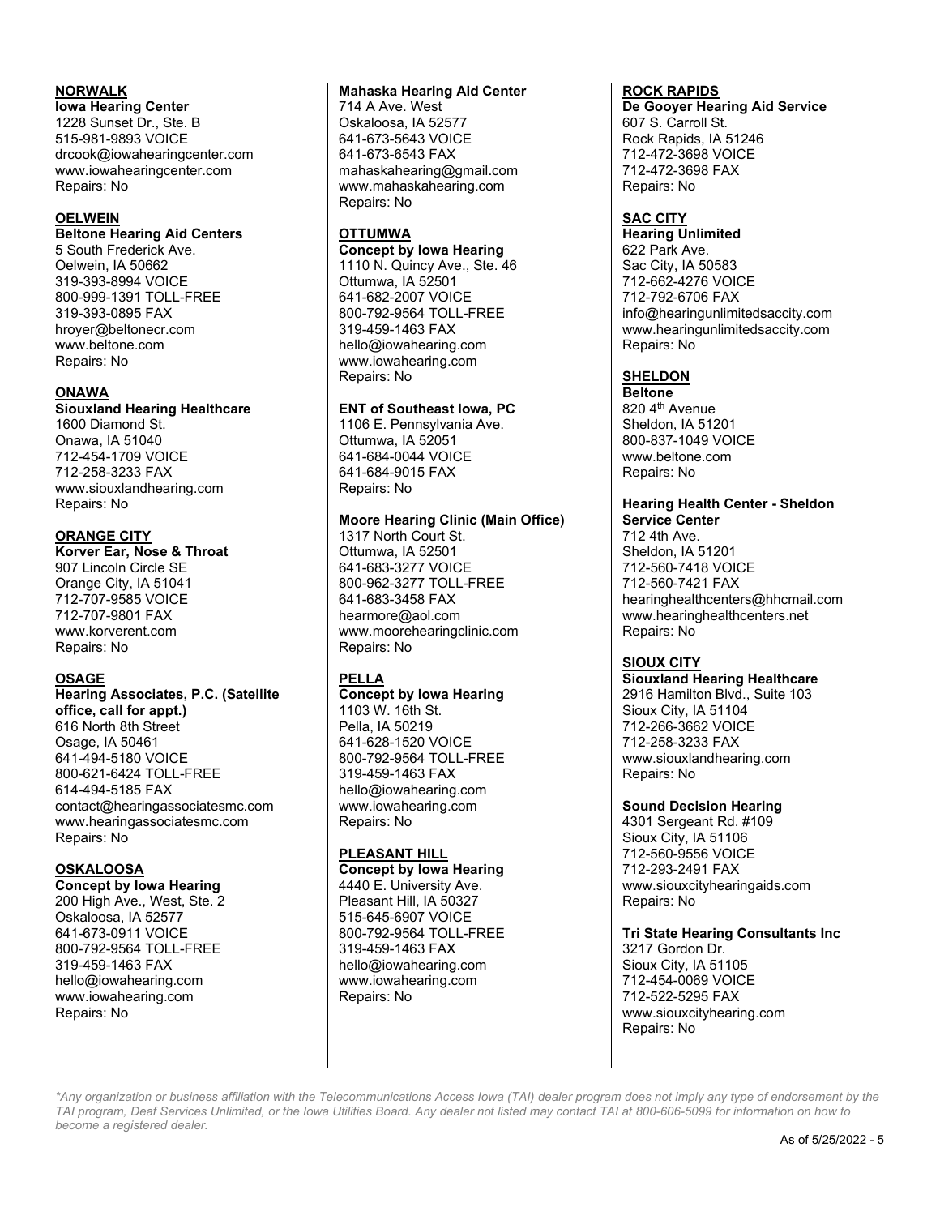## NORWALK

**Iowa Hearing Center**
1228 Sunset Dr., Ste. B
515-981-9893 VOICE
drcook@iowahearingcenter.com
www.iowahearingcenter.com
Repairs: No

## OELWEIN

**Beltone Hearing Aid Centers**
5 South Frederick Ave.
Oelwein, IA 50662
319-393-8994 VOICE
800-999-1391 TOLL-FREE
319-393-0895 FAX
hroyer@beltonecr.com
www.beltone.com
Repairs: No

## ONAWA

**Siouxland Hearing Healthcare**
1600 Diamond St.
Onawa, IA 51040
712-454-1709 VOICE
712-258-3233 FAX
www.siouxlandhearing.com
Repairs: No

## ORANGE CITY

**Korver Ear, Nose & Throat**
907 Lincoln Circle SE
Orange City, IA 51041
712-707-9585 VOICE
712-707-9801 FAX
www.korverent.com
Repairs: No

## OSAGE

**Hearing Associates, P.C. (Satellite office, call for appt.)**
616 North 8th Street
Osage, IA 50461
641-494-5180 VOICE
800-621-6424 TOLL-FREE
614-494-5185 FAX
contact@hearingassociatesmc.com
www.hearingassociatesmc.com
Repairs: No

## OSKALOOSA

**Concept by Iowa Hearing**
200 High Ave., West, Ste. 2
Oskaloosa, IA 52577
641-673-0911 VOICE
800-792-9564 TOLL-FREE
319-459-1463 FAX
hello@iowahearing.com
www.iowahearing.com
Repairs: No

**Mahaska Hearing Aid Center**
714 A Ave. West
Oskaloosa, IA 52577
641-673-5643 VOICE
641-673-6543 FAX
mahaskahearing@gmail.com
www.mahaskahearing.com
Repairs: No

## OTTUMWA

**Concept by Iowa Hearing**
1110 N. Quincy Ave., Ste. 46
Ottumwa, IA 52501
641-682-2007 VOICE
800-792-9564 TOLL-FREE
319-459-1463 FAX
hello@iowahearing.com
www.iowahearing.com
Repairs: No

**ENT of Southeast Iowa, PC**
1106 E. Pennsylvania Ave.
Ottumwa, IA 52051
641-684-0044 VOICE
641-684-9015 FAX
Repairs: No

**Moore Hearing Clinic (Main Office)**
1317 North Court St.
Ottumwa, IA 52501
641-683-3277 VOICE
800-962-3277 TOLL-FREE
641-683-3458 FAX
hearmore@aol.com
www.moorehearingclinic.com
Repairs: No

## PELLA

**Concept by Iowa Hearing**
1103 W. 16th St.
Pella, IA 50219
641-628-1520 VOICE
800-792-9564 TOLL-FREE
319-459-1463 FAX
hello@iowahearing.com
www.iowahearing.com
Repairs: No

## PLEASANT HILL

**Concept by Iowa Hearing**
4440 E. University Ave.
Pleasant Hill, IA 50327
515-645-6907 VOICE
800-792-9564 TOLL-FREE
319-459-1463 FAX
hello@iowahearing.com
www.iowahearing.com
Repairs: No

## ROCK RAPIDS

**De Gooyer Hearing Aid Service**
607 S. Carroll St.
Rock Rapids, IA 51246
712-472-3698 VOICE
712-472-3698 FAX
Repairs: No

## SAC CITY

**Hearing Unlimited**
622 Park Ave.
Sac City, IA 50583
712-662-4276 VOICE
712-792-6706 FAX
info@hearingunlimitedsaccity.com
www.hearingunlimitedsaccity.com
Repairs: No

## SHELDON

**Beltone**
820 4th Avenue
Sheldon, IA 51201
800-837-1049 VOICE
www.beltone.com
Repairs: No

**Hearing Health Center - Sheldon Service Center**
712 4th Ave.
Sheldon, IA 51201
712-560-7418 VOICE
712-560-7421 FAX
hearinghealthcenters@hhcmail.com
www.hearinghealthcenters.net
Repairs: No

## SIOUX CITY

**Siouxland Hearing Healthcare**
2916 Hamilton Blvd., Suite 103
Sioux City, IA 51104
712-266-3662 VOICE
712-258-3233 FAX
www.siouxlandhearing.com
Repairs: No

**Sound Decision Hearing**
4301 Sergeant Rd. #109
Sioux City, IA 51106
712-560-9556 VOICE
712-293-2491 FAX
www.siouxcityhearingaids.com
Repairs: No

**Tri State Hearing Consultants Inc**
3217 Gordon Dr.
Sioux City, IA 51105
712-454-0069 VOICE
712-522-5295 FAX
www.siouxcityhearing.com
Repairs: No

*\*Any organization or business affiliation with the Telecommunications Access Iowa (TAI) dealer program does not imply any type of endorsement by the TAI program, Deaf Services Unlimited, or the Iowa Utilities Board. Any dealer not listed may contact TAI at 800-606-5099 for information on how to become a registered dealer.*

As of 5/25/2022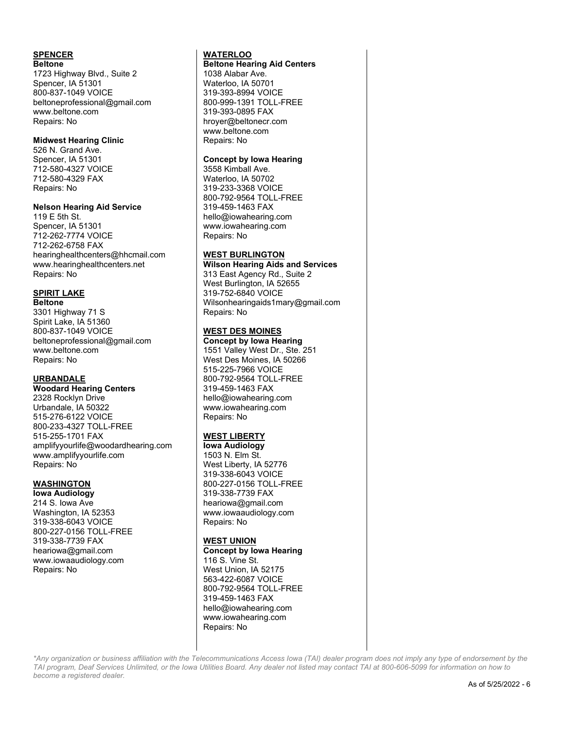## SPENCER

**Beltone**
1723 Highway Blvd., Suite 2
Spencer, IA 51301
800-837-1049 VOICE
beltoneprofessional@gmail.com
www.beltone.com
Repairs: No

**Midwest Hearing Clinic**
526 N. Grand Ave.
Spencer, IA 51301
712-580-4327 VOICE
712-580-4329 FAX
Repairs: No

**Nelson Hearing Aid Service**
119 E 5th St.
Spencer, IA 51301
712-262-7774 VOICE
712-262-6758 FAX
hearinghealthcenters@hhcmail.com
www.hearinghealthcenters.net
Repairs: No

## SPIRIT LAKE

**Beltone**
3301 Highway 71 S
Spirit Lake, IA 51360
800-837-1049 VOICE
beltoneprofessional@gmail.com
www.beltone.com
Repairs: No

## URBANDALE

**Woodard Hearing Centers**
2328 Rocklyn Drive
Urbandale, IA 50322
515-276-6122 VOICE
800-233-4327 TOLL-FREE
515-255-1701 FAX
amplifyyourlife@woodardhearing.com
www.amplifyyourlife.com
Repairs: No

## WASHINGTON

**Iowa Audiology**
214 S. Iowa Ave
Washington, IA 52353
319-338-6043 VOICE
800-227-0156 TOLL-FREE
319-338-7739 FAX
heariowa@gmail.com
www.iowaaudiology.com
Repairs: No

## WATERLOO

**Beltone Hearing Aid Centers**
1038 Alabar Ave.
Waterloo, IA 50701
319-393-8994 VOICE
800-999-1391 TOLL-FREE
319-393-0895 FAX
hroyer@beltonecr.com
www.beltone.com
Repairs: No

**Concept by Iowa Hearing**
3558 Kimball Ave.
Waterloo, IA 50702
319-233-3368 VOICE
800-792-9564 TOLL-FREE
319-459-1463 FAX
hello@iowahearing.com
www.iowahearing.com
Repairs: No

## WEST BURLINGTON

**Wilson Hearing Aids and Services**
313 East Agency Rd., Suite 2
West Burlington, IA 52655
319-752-6840 VOICE
Wilsonhearingaids1mary@gmail.com
Repairs: No

## WEST DES MOINES

**Concept by Iowa Hearing**
1551 Valley West Dr., Ste. 251
West Des Moines, IA 50266
515-225-7966 VOICE
800-792-9564 TOLL-FREE
319-459-1463 FAX
hello@iowahearing.com
www.iowahearing.com
Repairs: No

## WEST LIBERTY

**Iowa Audiology**
1503 N. Elm St.
West Liberty, IA 52776
319-338-6043 VOICE
800-227-0156 TOLL-FREE
319-338-7739 FAX
heariowa@gmail.com
www.iowaaudiology.com
Repairs: No

## WEST UNION

**Concept by Iowa Hearing**
116 S. Vine St.
West Union, IA 52175
563-422-6087 VOICE
800-792-9564 TOLL-FREE
319-459-1463 FAX
hello@iowahearing.com
www.iowahearing.com
Repairs: No

*\*Any organization or business affiliation with the Telecommunications Access Iowa (TAI) dealer program does not imply any type of endorsement by the TAI program, Deaf Services Unlimited, or the Iowa Utilities Board. Any dealer not listed may contact TAI at 800-606-5099 for information on how to become a registered dealer.*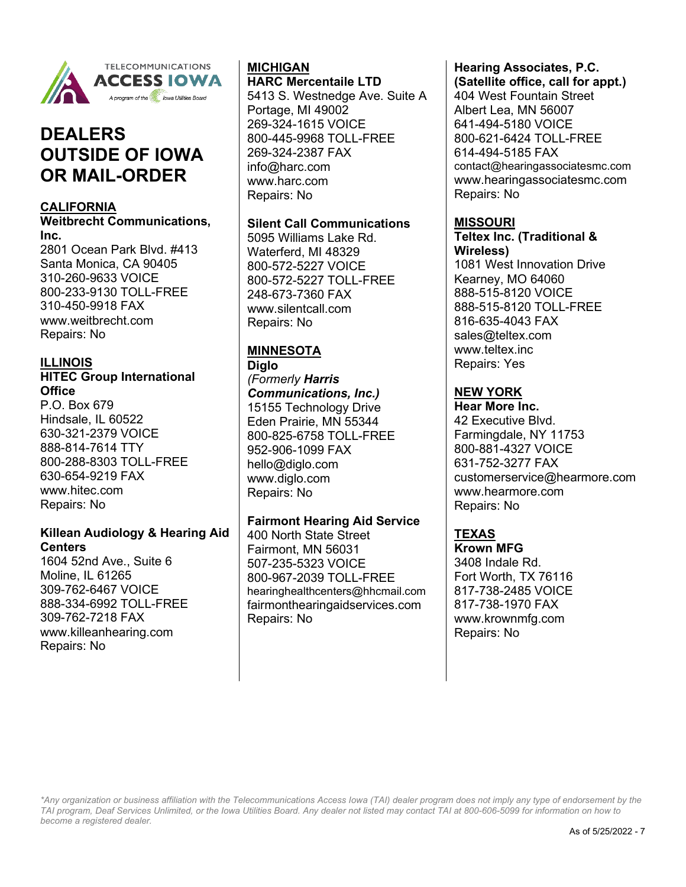TELECOMMUNICATIONS ACCESS IOWA
A program of the Iowa Utilities Board

# DEALERS OUTSIDE OF IOWA OR MAIL-ORDER

## CALIFORNIA

**Weitbrecht Communications, Inc.**
2801 Ocean Park Blvd. #413
Santa Monica, CA 90405
310-260-9633 VOICE
800-233-9130 TOLL-FREE
310-450-9918 FAX
www.weitbrecht.com
Repairs: No

## ILLINOIS

**HITEC Group International Office**
P.O. Box 679
Hindsale, IL 60522
630-321-2379 VOICE
888-814-7614 TTY
800-288-8303 TOLL-FREE
630-654-9219 FAX
www.hitec.com
Repairs: No

**Killean Audiology & Hearing Aid Centers**
1604 52nd Ave., Suite 6
Moline, IL 61265
309-762-6467 VOICE
888-334-6992 TOLL-FREE
309-762-7218 FAX
www.killeanhearing.com
Repairs: No

## MICHIGAN

**HARC Mercentaile LTD**
5413 S. Westnedge Ave. Suite A
Portage, MI 49002
269-324-1615 VOICE
800-445-9968 TOLL-FREE
269-324-2387 FAX
info@harc.com
www.harc.com
Repairs: No

**Silent Call Communications**
5095 Williams Lake Rd.
Waterferd, MI 48329
800-572-5227 VOICE
800-572-5227 TOLL-FREE
248-673-7360 FAX
www.silentcall.com
Repairs: No

## MINNESOTA

**Diglo**
*(Formerly **Harris Communications, Inc.)***
15155 Technology Drive
Eden Prairie, MN 55344
800-825-6758 TOLL-FREE
952-906-1099 FAX
hello@diglo.com
www.diglo.com
Repairs: No

**Fairmont Hearing Aid Service**
400 North State Street
Fairmont, MN 56031
507-235-5323 VOICE
800-967-2039 TOLL-FREE
hearinghealthcenters@hhcmail.com
fairmonthearingaidservices.com
Repairs: No

**Hearing Associates, P.C. (Satellite office, call for appt.)**
404 West Fountain Street
Albert Lea, MN 56007
641-494-5180 VOICE
800-621-6424 TOLL-FREE
614-494-5185 FAX
contact@hearingassociatesmc.com
www.hearingassociatesmc.com
Repairs: No

## MISSOURI

**Teltex Inc. (Traditional & Wireless)**
1081 West Innovation Drive
Kearney, MO 64060
888-515-8120 VOICE
888-515-8120 TOLL-FREE
816-635-4043 FAX
sales@teltex.com
www.teltex.inc
Repairs: Yes

## NEW YORK

**Hear More Inc.**
42 Executive Blvd.
Farmingdale, NY 11753
800-881-4327 VOICE
631-752-3277 FAX
customerservice@hearmore.com
www.hearmore.com
Repairs: No

## TEXAS

**Krown MFG**
3408 Indale Rd.
Fort Worth, TX 76116
817-738-2485 VOICE
817-738-1970 FAX
www.krownmfg.com
Repairs: No

*\*Any organization or business affiliation with the Telecommunications Access Iowa (TAI) dealer program does not imply any type of endorsement by the TAI program, Deaf Services Unlimited, or the Iowa Utilities Board. Any dealer not listed may contact TAI at 800-606-5099 for information on how to become a registered dealer.*

As of 5/25/2022